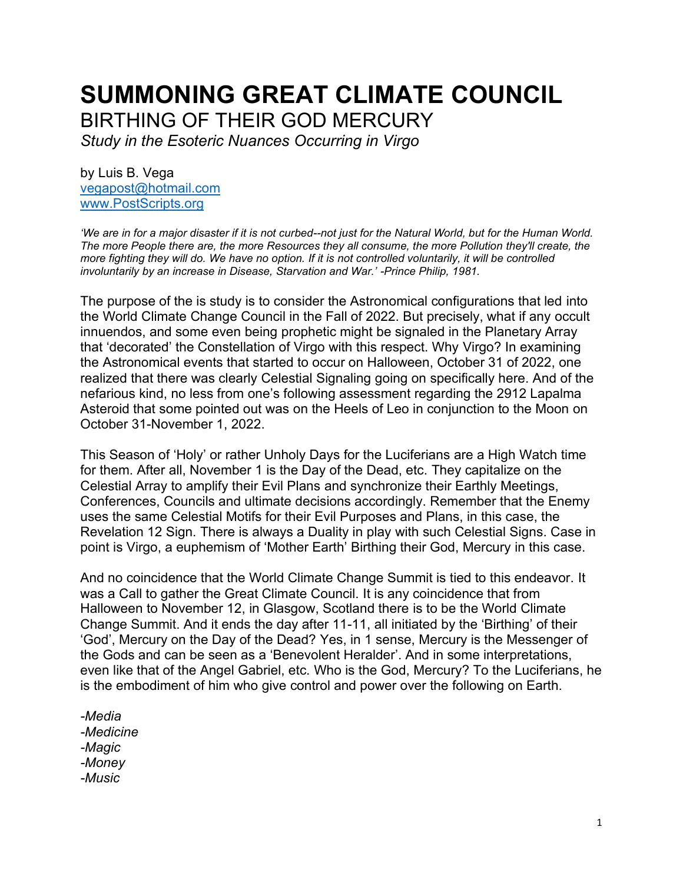# SUMMONING GREAT CLIMATE COUNCIL

## BIRTHING OF THEIR GOD MERCURY

*Study in the Esoteric Nuances Occurring in Virgo*

by Luis B. Vega
vegapost@hotmail.com
www.PostScripts.org

*'We are in for a major disaster if it is not curbed--not just for the Natural World, but for the Human World. The more People there are, the more Resources they all consume, the more Pollution they'll create, the more fighting they will do. We have no option. If it is not controlled voluntarily, it will be controlled involuntarily by an increase in Disease, Starvation and War.' -Prince Philip, 1981.*

The purpose of the is study is to consider the Astronomical configurations that led into the World Climate Change Council in the Fall of 2022. But precisely, what if any occult innuendos, and some even being prophetic might be signaled in the Planetary Array that 'decorated' the Constellation of Virgo with this respect. Why Virgo? In examining the Astronomical events that started to occur on Halloween, October 31 of 2022, one realized that there was clearly Celestial Signaling going on specifically here. And of the nefarious kind, no less from one's following assessment regarding the 2912 Lapalma Asteroid that some pointed out was on the Heels of Leo in conjunction to the Moon on October 31-November 1, 2022.

This Season of 'Holy' or rather Unholy Days for the Luciferians are a High Watch time for them. After all, November 1 is the Day of the Dead, etc. They capitalize on the Celestial Array to amplify their Evil Plans and synchronize their Earthly Meetings, Conferences, Councils and ultimate decisions accordingly. Remember that the Enemy uses the same Celestial Motifs for their Evil Purposes and Plans, in this case, the Revelation 12 Sign. There is always a Duality in play with such Celestial Signs. Case in point is Virgo, a euphemism of 'Mother Earth' Birthing their God, Mercury in this case.

And no coincidence that the World Climate Change Summit is tied to this endeavor. It was a Call to gather the Great Climate Council. It is any coincidence that from Halloween to November 12, in Glasgow, Scotland there is to be the World Climate Change Summit. And it ends the day after 11-11, all initiated by the 'Birthing' of their 'God', Mercury on the Day of the Dead? Yes, in 1 sense, Mercury is the Messenger of the Gods and can be seen as a 'Benevolent Heralder'. And in some interpretations, even like that of the Angel Gabriel, etc. Who is the God, Mercury? To the Luciferians, he is the embodiment of him who give control and power over the following on Earth.

*-Media*
*-Medicine*
*-Magic*
*-Money*
*-Music*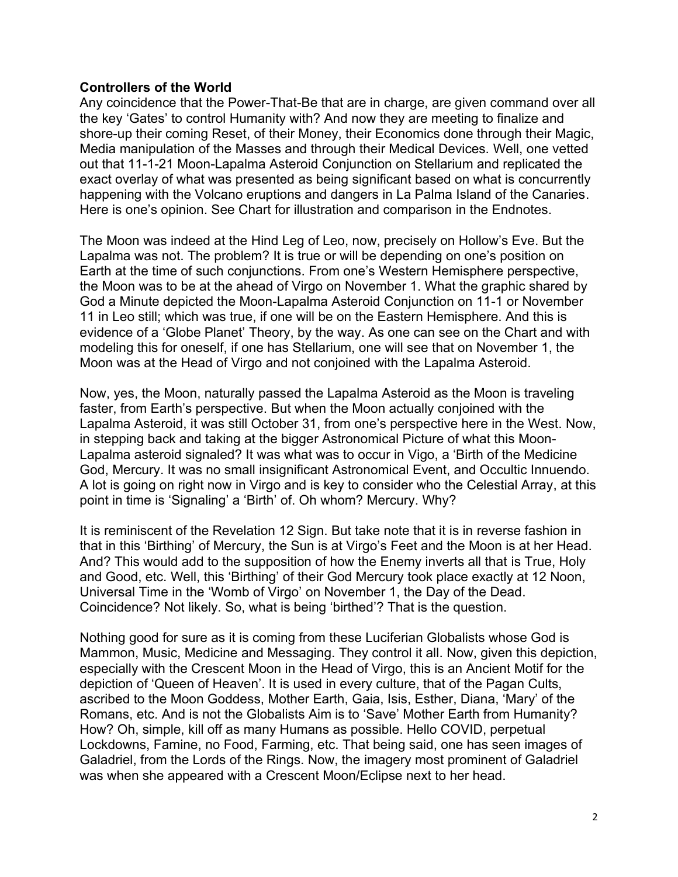**Controllers of the World**

Any coincidence that the Power-That-Be that are in charge, are given command over all the key 'Gates' to control Humanity with? And now they are meeting to finalize and shore-up their coming Reset, of their Money, their Economics done through their Magic, Media manipulation of the Masses and through their Medical Devices. Well, one vetted out that 11-1-21 Moon-Lapalma Asteroid Conjunction on Stellarium and replicated the exact overlay of what was presented as being significant based on what is concurrently happening with the Volcano eruptions and dangers in La Palma Island of the Canaries. Here is one's opinion. See Chart for illustration and comparison in the Endnotes.

The Moon was indeed at the Hind Leg of Leo, now, precisely on Hollow's Eve. But the Lapalma was not. The problem? It is true or will be depending on one's position on Earth at the time of such conjunctions. From one's Western Hemisphere perspective, the Moon was to be at the ahead of Virgo on November 1. What the graphic shared by God a Minute depicted the Moon-Lapalma Asteroid Conjunction on 11-1 or November 11 in Leo still; which was true, if one will be on the Eastern Hemisphere. And this is evidence of a 'Globe Planet' Theory, by the way. As one can see on the Chart and with modeling this for oneself, if one has Stellarium, one will see that on November 1, the Moon was at the Head of Virgo and not conjoined with the Lapalma Asteroid.

Now, yes, the Moon, naturally passed the Lapalma Asteroid as the Moon is traveling faster, from Earth's perspective. But when the Moon actually conjoined with the Lapalma Asteroid, it was still October 31, from one's perspective here in the West. Now, in stepping back and taking at the bigger Astronomical Picture of what this Moon-Lapalma asteroid signaled? It was what was to occur in Vigo, a 'Birth of the Medicine God, Mercury. It was no small insignificant Astronomical Event, and Occultic Innuendo. A lot is going on right now in Virgo and is key to consider who the Celestial Array, at this point in time is 'Signaling' a 'Birth' of. Oh whom? Mercury. Why?

It is reminiscent of the Revelation 12 Sign. But take note that it is in reverse fashion in that in this 'Birthing' of Mercury, the Sun is at Virgo's Feet and the Moon is at her Head. And? This would add to the supposition of how the Enemy inverts all that is True, Holy and Good, etc. Well, this 'Birthing' of their God Mercury took place exactly at 12 Noon, Universal Time in the 'Womb of Virgo' on November 1, the Day of the Dead. Coincidence? Not likely. So, what is being 'birthed'? That is the question.

Nothing good for sure as it is coming from these Luciferian Globalists whose God is Mammon, Music, Medicine and Messaging. They control it all. Now, given this depiction, especially with the Crescent Moon in the Head of Virgo, this is an Ancient Motif for the depiction of 'Queen of Heaven'. It is used in every culture, that of the Pagan Cults, ascribed to the Moon Goddess, Mother Earth, Gaia, Isis, Esther, Diana, 'Mary' of the Romans, etc. And is not the Globalists Aim is to 'Save' Mother Earth from Humanity? How? Oh, simple, kill off as many Humans as possible. Hello COVID, perpetual Lockdowns, Famine, no Food, Farming, etc. That being said, one has seen images of Galadriel, from the Lords of the Rings. Now, the imagery most prominent of Galadriel was when she appeared with a Crescent Moon/Eclipse next to her head.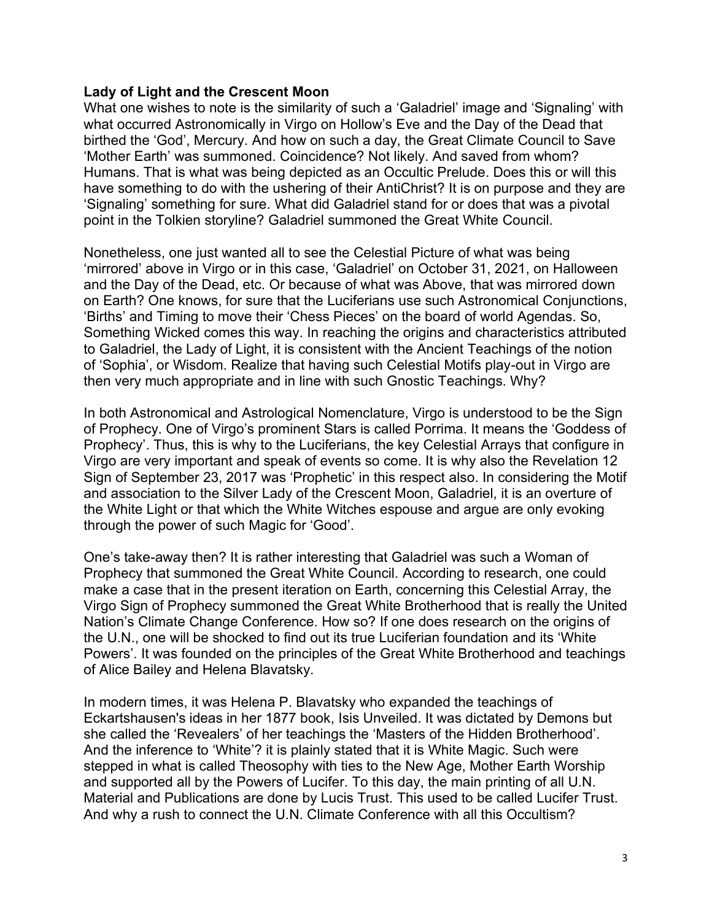**Lady of Light and the Crescent Moon**

What one wishes to note is the similarity of such a 'Galadriel' image and 'Signaling' with what occurred Astronomically in Virgo on Hollow's Eve and the Day of the Dead that birthed the 'God', Mercury. And how on such a day, the Great Climate Council to Save 'Mother Earth' was summoned. Coincidence? Not likely. And saved from whom? Humans. That is what was being depicted as an Occultic Prelude. Does this or will this have something to do with the ushering of their AntiChrist? It is on purpose and they are 'Signaling' something for sure. What did Galadriel stand for or does that was a pivotal point in the Tolkien storyline? Galadriel summoned the Great White Council.

Nonetheless, one just wanted all to see the Celestial Picture of what was being 'mirrored' above in Virgo or in this case, 'Galadriel' on October 31, 2021, on Halloween and the Day of the Dead, etc. Or because of what was Above, that was mirrored down on Earth? One knows, for sure that the Luciferians use such Astronomical Conjunctions, 'Births' and Timing to move their 'Chess Pieces' on the board of world Agendas. So, Something Wicked comes this way. In reaching the origins and characteristics attributed to Galadriel, the Lady of Light, it is consistent with the Ancient Teachings of the notion of 'Sophia', or Wisdom. Realize that having such Celestial Motifs play-out in Virgo are then very much appropriate and in line with such Gnostic Teachings. Why?

In both Astronomical and Astrological Nomenclature, Virgo is understood to be the Sign of Prophecy. One of Virgo's prominent Stars is called Porrima. It means the 'Goddess of Prophecy'. Thus, this is why to the Luciferians, the key Celestial Arrays that configure in Virgo are very important and speak of events so come. It is why also the Revelation 12 Sign of September 23, 2017 was 'Prophetic' in this respect also. In considering the Motif and association to the Silver Lady of the Crescent Moon, Galadriel, it is an overture of the White Light or that which the White Witches espouse and argue are only evoking through the power of such Magic for 'Good'.

One's take-away then? It is rather interesting that Galadriel was such a Woman of Prophecy that summoned the Great White Council. According to research, one could make a case that in the present iteration on Earth, concerning this Celestial Array, the Virgo Sign of Prophecy summoned the Great White Brotherhood that is really the United Nation's Climate Change Conference. How so? If one does research on the origins of the U.N., one will be shocked to find out its true Luciferian foundation and its 'White Powers'. It was founded on the principles of the Great White Brotherhood and teachings of Alice Bailey and Helena Blavatsky.

In modern times, it was Helena P. Blavatsky who expanded the teachings of Eckartshausen's ideas in her 1877 book, Isis Unveiled. It was dictated by Demons but she called the 'Revealers' of her teachings the 'Masters of the Hidden Brotherhood'. And the inference to 'White'? it is plainly stated that it is White Magic. Such were stepped in what is called Theosophy with ties to the New Age, Mother Earth Worship and supported all by the Powers of Lucifer. To this day, the main printing of all U.N. Material and Publications are done by Lucis Trust. This used to be called Lucifer Trust. And why a rush to connect the U.N. Climate Conference with all this Occultism?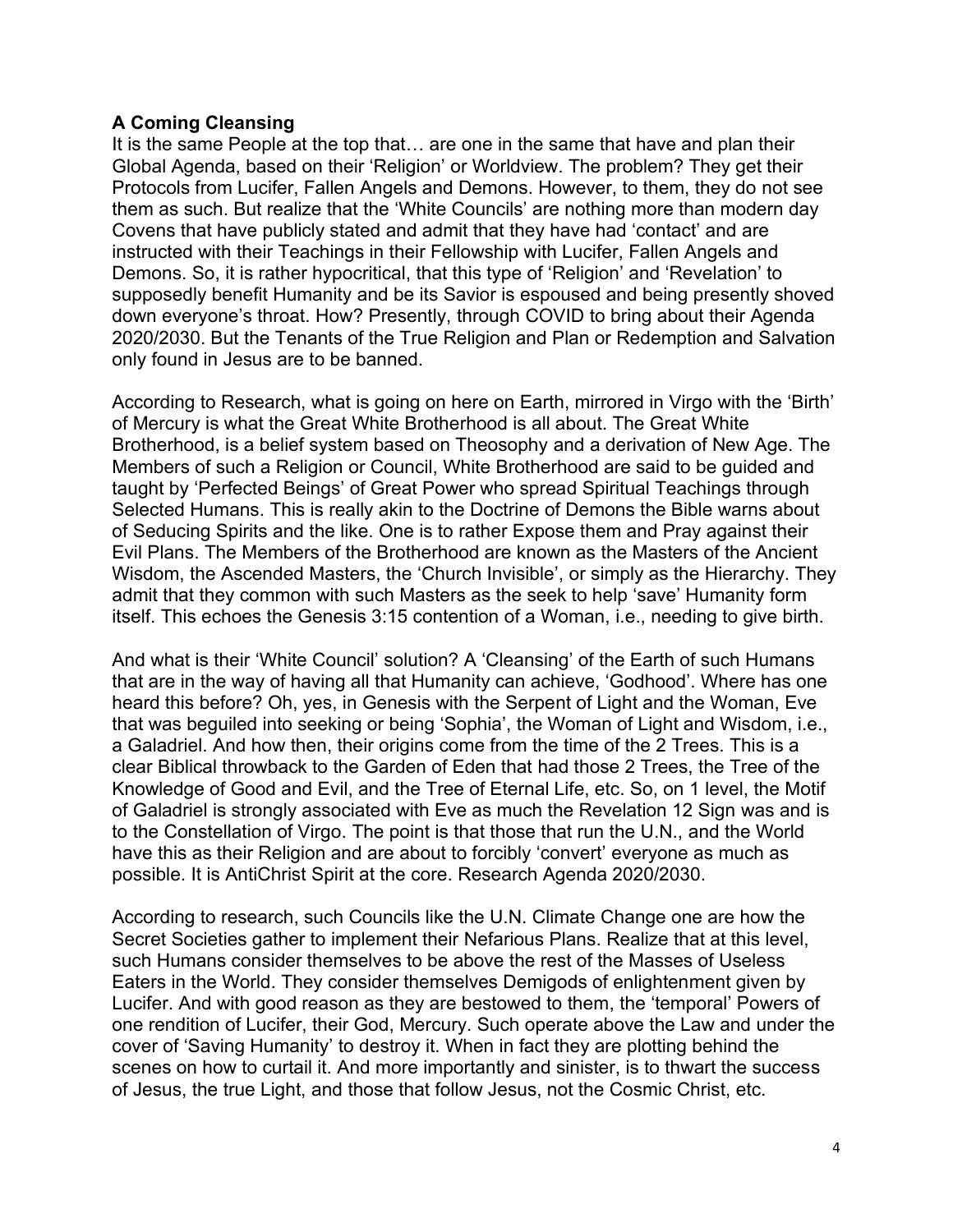**A Coming Cleansing**

It is the same People at the top that… are one in the same that have and plan their Global Agenda, based on their 'Religion' or Worldview. The problem? They get their Protocols from Lucifer, Fallen Angels and Demons. However, to them, they do not see them as such. But realize that the 'White Councils' are nothing more than modern day Covens that have publicly stated and admit that they have had 'contact' and are instructed with their Teachings in their Fellowship with Lucifer, Fallen Angels and Demons. So, it is rather hypocritical, that this type of 'Religion' and 'Revelation' to supposedly benefit Humanity and be its Savior is espoused and being presently shoved down everyone's throat. How? Presently, through COVID to bring about their Agenda 2020/2030. But the Tenants of the True Religion and Plan or Redemption and Salvation only found in Jesus are to be banned.

According to Research, what is going on here on Earth, mirrored in Virgo with the 'Birth' of Mercury is what the Great White Brotherhood is all about. The Great White Brotherhood, is a belief system based on Theosophy and a derivation of New Age. The Members of such a Religion or Council, White Brotherhood are said to be guided and taught by 'Perfected Beings' of Great Power who spread Spiritual Teachings through Selected Humans. This is really akin to the Doctrine of Demons the Bible warns about of Seducing Spirits and the like. One is to rather Expose them and Pray against their Evil Plans. The Members of the Brotherhood are known as the Masters of the Ancient Wisdom, the Ascended Masters, the 'Church Invisible', or simply as the Hierarchy. They admit that they common with such Masters as the seek to help 'save' Humanity form itself. This echoes the Genesis 3:15 contention of a Woman, i.e., needing to give birth.

And what is their 'White Council' solution? A 'Cleansing' of the Earth of such Humans that are in the way of having all that Humanity can achieve, 'Godhood'. Where has one heard this before? Oh, yes, in Genesis with the Serpent of Light and the Woman, Eve that was beguiled into seeking or being 'Sophia', the Woman of Light and Wisdom, i.e., a Galadriel. And how then, their origins come from the time of the 2 Trees. This is a clear Biblical throwback to the Garden of Eden that had those 2 Trees, the Tree of the Knowledge of Good and Evil, and the Tree of Eternal Life, etc. So, on 1 level, the Motif of Galadriel is strongly associated with Eve as much the Revelation 12 Sign was and is to the Constellation of Virgo. The point is that those that run the U.N., and the World have this as their Religion and are about to forcibly 'convert' everyone as much as possible. It is AntiChrist Spirit at the core. Research Agenda 2020/2030.

According to research, such Councils like the U.N. Climate Change one are how the Secret Societies gather to implement their Nefarious Plans. Realize that at this level, such Humans consider themselves to be above the rest of the Masses of Useless Eaters in the World. They consider themselves Demigods of enlightenment given by Lucifer. And with good reason as they are bestowed to them, the 'temporal' Powers of one rendition of Lucifer, their God, Mercury. Such operate above the Law and under the cover of 'Saving Humanity' to destroy it. When in fact they are plotting behind the scenes on how to curtail it. And more importantly and sinister, is to thwart the success of Jesus, the true Light, and those that follow Jesus, not the Cosmic Christ, etc.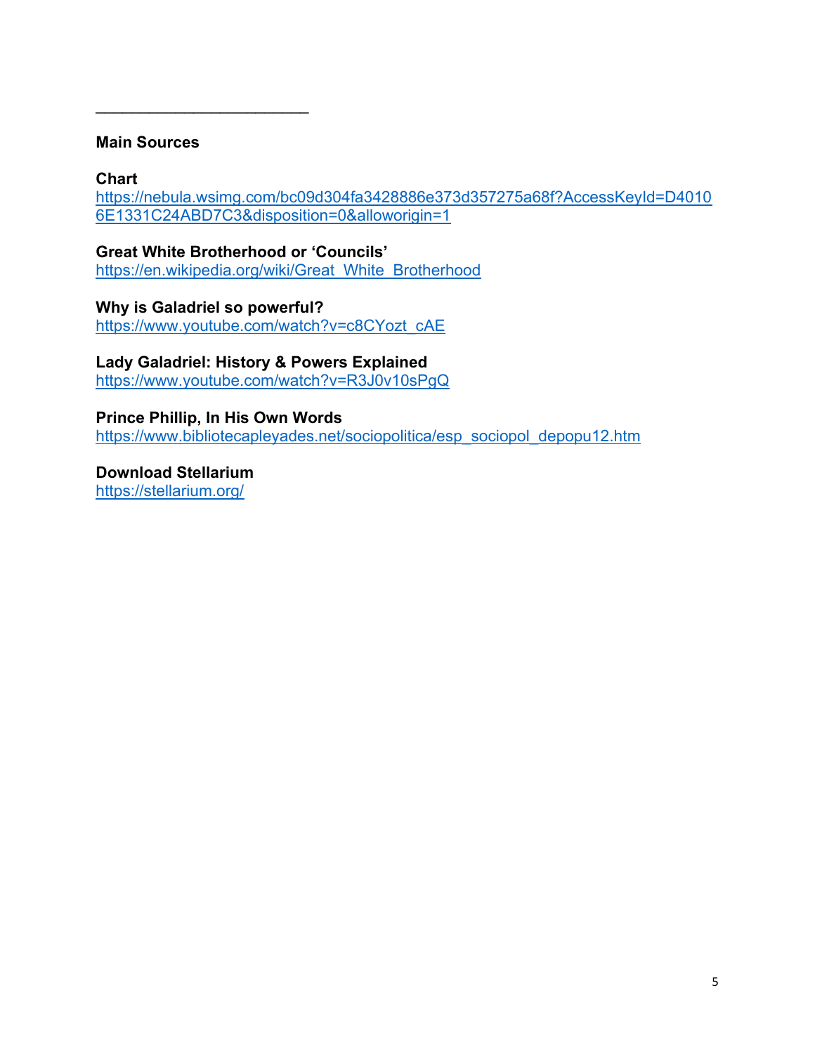________________________

**Main Sources**

**Chart**
https://nebula.wsimg.com/bc09d304fa3428886e373d357275a68f?AccessKeyId=D40106E1331C24ABD7C3&disposition=0&alloworigin=1

**Great White Brotherhood or 'Councils'**
https://en.wikipedia.org/wiki/Great_White_Brotherhood

**Why is Galadriel so powerful?**
https://www.youtube.com/watch?v=c8CYozt_cAE

**Lady Galadriel: History & Powers Explained**
https://www.youtube.com/watch?v=R3J0v10sPgQ

**Prince Phillip, In His Own Words**
https://www.bibliotecapleyades.net/sociopolitica/esp_sociopol_depopu12.htm

**Download Stellarium**
https://stellarium.org/